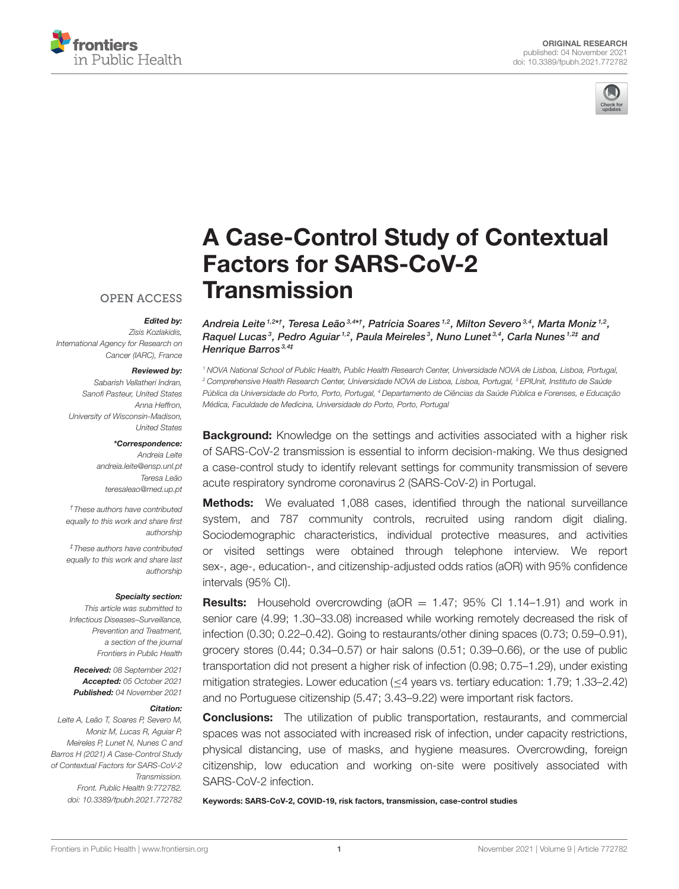ORIGINAL RESEARCH
published: 04 November 2021
doi: 10.3389/fpubh.2021.772782

# A Case-Control Study of Contextual Factors for SARS-CoV-2 Transmission

*Andreia Leite*[1,2*†], *Teresa Leão*[3,4*†], *Patrícia Soares*[1,2], *Milton Severo*[3,4], *Marta Moniz*[1,2], *Raquel Lucas*[3], *Pedro Aguiar*[1,2], *Paula Meireles*[3], *Nuno Lunet*[3,4], *Carla Nunes*[1,2‡] and *Henrique Barros*[3,4‡]

[1] NOVA National School of Public Health, Public Health Research Center, Universidade NOVA de Lisboa, Lisboa, Portugal, [2] Comprehensive Health Research Center, Universidade NOVA de Lisboa, Lisboa, Portugal, [3] EPIUnit, Instituto de Saúde Pública da Universidade do Porto, Porto, Portugal, [4] Departamento de Ciências da Saúde Pública e Forenses, e Educação Médica, Faculdade de Medicina, Universidade do Porto, Porto, Portugal

**Background:** Knowledge on the settings and activities associated with a higher risk of SARS-CoV-2 transmission is essential to inform decision-making. We thus designed a case-control study to identify relevant settings for community transmission of severe acute respiratory syndrome coronavirus 2 (SARS-CoV-2) in Portugal.

**Methods:** We evaluated 1,088 cases, identified through the national surveillance system, and 787 community controls, recruited using random digit dialing. Sociodemographic characteristics, individual protective measures, and activities or visited settings were obtained through telephone interview. We report sex-, age-, education-, and citizenship-adjusted odds ratios (aOR) with 95% confidence intervals (95% CI).

**Results:** Household overcrowding (aOR = 1.47; 95% CI 1.14–1.91) and work in senior care (4.99; 1.30–33.08) increased while working remotely decreased the risk of infection (0.30; 0.22–0.42). Going to restaurants/other dining spaces (0.73; 0.59–0.91), grocery stores (0.44; 0.34–0.57) or hair salons (0.51; 0.39–0.66), or the use of public transportation did not present a higher risk of infection (0.98; 0.75–1.29), under existing mitigation strategies. Lower education (≤4 years vs. tertiary education: 1.79; 1.33–2.42) and no Portuguese citizenship (5.47; 3.43–9.22) were important risk factors.

**Conclusions:** The utilization of public transportation, restaurants, and commercial spaces was not associated with increased risk of infection, under capacity restrictions, physical distancing, use of masks, and hygiene measures. Overcrowding, foreign citizenship, low education and working on-site were positively associated with SARS-CoV-2 infection.

**Keywords: SARS-CoV-2, COVID-19, risk factors, transmission, case-control studies**

OPEN ACCESS

***Edited by:***
*Zisis Kozlakidis,*
*International Agency for Research on Cancer (IARC), France*

***Reviewed by:***
*Sabarish Vellatheri Indran,*
*Sanofi Pasteur, United States*
*Anna Heffron,*
*University of Wisconsin-Madison, United States*

***\*Correspondence:***
*Andreia Leite*
*andreia.leite@ensp.unl.pt*
*Teresa Leão*
*teresaleao@med.up.pt*

*† These authors have contributed equally to this work and share first authorship*

*‡ These authors have contributed equally to this work and share last authorship*

***Specialty section:***
*This article was submitted to Infectious Diseases–Surveillance, Prevention and Treatment, a section of the journal Frontiers in Public Health*

***Received:*** *08 September 2021*
***Accepted:*** *05 October 2021*
***Published:*** *04 November 2021*

***Citation:***
*Leite A, Leão T, Soares P, Severo M, Moniz M, Lucas R, Aguiar P, Meireles P, Lunet N, Nunes C and Barros H (2021) A Case-Control Study of Contextual Factors for SARS-CoV-2 Transmission. Front. Public Health 9:772782. doi: 10.3389/fpubh.2021.772782*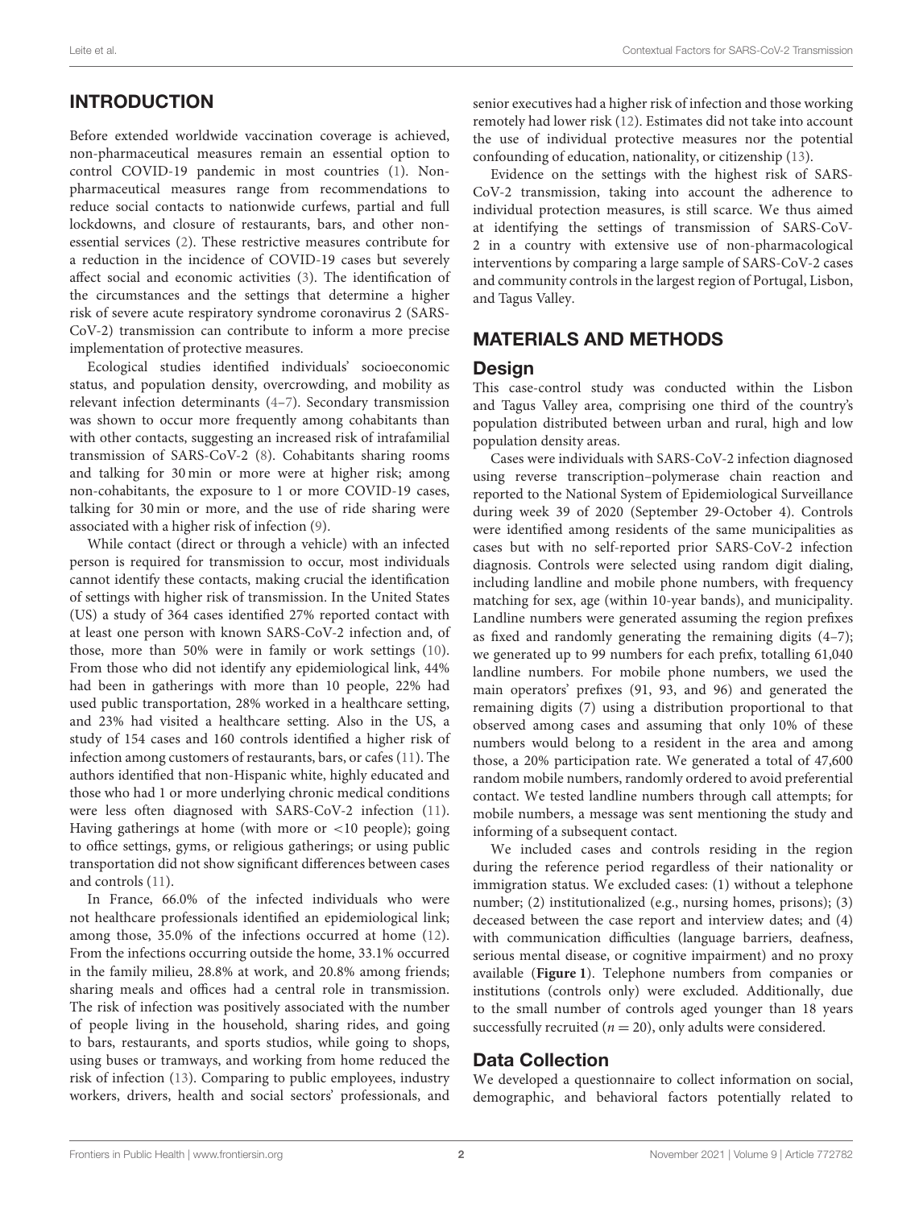## INTRODUCTION

Before extended worldwide vaccination coverage is achieved, non-pharmaceutical measures remain an essential option to control COVID-19 pandemic in most countries (1). Non-pharmaceutical measures range from recommendations to reduce social contacts to nationwide curfews, partial and full lockdowns, and closure of restaurants, bars, and other non-essential services (2). These restrictive measures contribute for a reduction in the incidence of COVID-19 cases but severely affect social and economic activities (3). The identification of the circumstances and the settings that determine a higher risk of severe acute respiratory syndrome coronavirus 2 (SARS-CoV-2) transmission can contribute to inform a more precise implementation of protective measures.

Ecological studies identified individuals' socioeconomic status, and population density, overcrowding, and mobility as relevant infection determinants (4–7). Secondary transmission was shown to occur more frequently among cohabitants than with other contacts, suggesting an increased risk of intrafamilial transmission of SARS-CoV-2 (8). Cohabitants sharing rooms and talking for 30 min or more were at higher risk; among non-cohabitants, the exposure to 1 or more COVID-19 cases, talking for 30 min or more, and the use of ride sharing were associated with a higher risk of infection (9).

While contact (direct or through a vehicle) with an infected person is required for transmission to occur, most individuals cannot identify these contacts, making crucial the identification of settings with higher risk of transmission. In the United States (US) a study of 364 cases identified 27% reported contact with at least one person with known SARS-CoV-2 infection and, of those, more than 50% were in family or work settings (10). From those who did not identify any epidemiological link, 44% had been in gatherings with more than 10 people, 22% had used public transportation, 28% worked in a healthcare setting, and 23% had visited a healthcare setting. Also in the US, a study of 154 cases and 160 controls identified a higher risk of infection among customers of restaurants, bars, or cafes (11). The authors identified that non-Hispanic white, highly educated and those who had 1 or more underlying chronic medical conditions were less often diagnosed with SARS-CoV-2 infection (11). Having gatherings at home (with more or <10 people); going to office settings, gyms, or religious gatherings; or using public transportation did not show significant differences between cases and controls (11).

In France, 66.0% of the infected individuals who were not healthcare professionals identified an epidemiological link; among those, 35.0% of the infections occurred at home (12). From the infections occurring outside the home, 33.1% occurred in the family milieu, 28.8% at work, and 20.8% among friends; sharing meals and offices had a central role in transmission. The risk of infection was positively associated with the number of people living in the household, sharing rides, and going to bars, restaurants, and sports studios, while going to shops, using buses or tramways, and working from home reduced the risk of infection (13). Comparing to public employees, industry workers, drivers, health and social sectors' professionals, and senior executives had a higher risk of infection and those working remotely had lower risk (12). Estimates did not take into account the use of individual protective measures nor the potential confounding of education, nationality, or citizenship (13).

Evidence on the settings with the highest risk of SARS-CoV-2 transmission, taking into account the adherence to individual protection measures, is still scarce. We thus aimed at identifying the settings of transmission of SARS-CoV-2 in a country with extensive use of non-pharmacological interventions by comparing a large sample of SARS-CoV-2 cases and community controls in the largest region of Portugal, Lisbon, and Tagus Valley.

## MATERIALS AND METHODS

### Design

This case-control study was conducted within the Lisbon and Tagus Valley area, comprising one third of the country's population distributed between urban and rural, high and low population density areas.

Cases were individuals with SARS-CoV-2 infection diagnosed using reverse transcription–polymerase chain reaction and reported to the National System of Epidemiological Surveillance during week 39 of 2020 (September 29-October 4). Controls were identified among residents of the same municipalities as cases but with no self-reported prior SARS-CoV-2 infection diagnosis. Controls were selected using random digit dialing, including landline and mobile phone numbers, with frequency matching for sex, age (within 10-year bands), and municipality. Landline numbers were generated assuming the region prefixes as fixed and randomly generating the remaining digits (4–7); we generated up to 99 numbers for each prefix, totalling 61,040 landline numbers. For mobile phone numbers, we used the main operators' prefixes (91, 93, and 96) and generated the remaining digits (7) using a distribution proportional to that observed among cases and assuming that only 10% of these numbers would belong to a resident in the area and among those, a 20% participation rate. We generated a total of 47,600 random mobile numbers, randomly ordered to avoid preferential contact. We tested landline numbers through call attempts; for mobile numbers, a message was sent mentioning the study and informing of a subsequent contact.

We included cases and controls residing in the region during the reference period regardless of their nationality or immigration status. We excluded cases: (1) without a telephone number; (2) institutionalized (e.g., nursing homes, prisons); (3) deceased between the case report and interview dates; and (4) with communication difficulties (language barriers, deafness, serious mental disease, or cognitive impairment) and no proxy available (**Figure 1**). Telephone numbers from companies or institutions (controls only) were excluded. Additionally, due to the small number of controls aged younger than 18 years successfully recruited ($n = 20$), only adults were considered.

### Data Collection

We developed a questionnaire to collect information on social, demographic, and behavioral factors potentially related to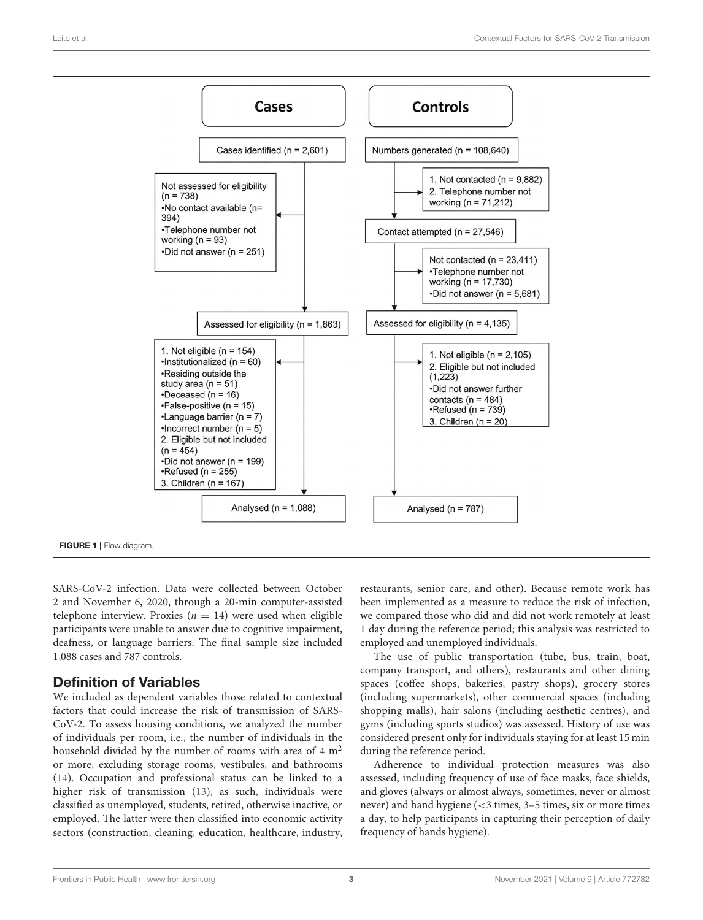**Cases**

- Cases identified (n = 2,601)
- Not assessed for eligibility (n = 738)
  - No contact available (n= 394)
  - Telephone number not working (n = 93)
  - Did not answer (n = 251)
- Assessed for eligibility (n = 1,863)
- 1. Not eligible (n = 154)
  - Institutionalized (n = 60)
  - Residing outside the study area (n = 51)
  - Deceased (n = 16)
  - False-positive (n = 15)
  - Language barrier (n = 7)
  - Incorrect number (n = 5)
- 2. Eligible but not included (n = 454)
  - Did not answer (n = 199)
  - Refused (n = 255)
- 3. Children (n = 167)
- Analysed (n = 1,088)

**Controls**

- Numbers generated (n = 108,640)
- 1. Not contacted (n = 9,882)
- 2. Telephone number not working (n = 71,212)
- Contact attempted (n = 27,546)
- Not contacted (n = 23,411)
  - Telephone number not working (n = 17,730)
  - Did not answer (n = 5,681)
- Assessed for eligibility (n = 4,135)
- 1. Not eligible (n = 2,105)
- 2. Eligible but not included (1,223)
  - Did not answer further contacts (n = 484)
  - Refused (n = 739)
- 3. Children (n = 20)
- Analysed (n = 787)

**FIGURE 1** | Flow diagram.

SARS-CoV-2 infection. Data were collected between October 2 and November 6, 2020, through a 20-min computer-assisted telephone interview. Proxies ($n = 14$) were used when eligible participants were unable to answer due to cognitive impairment, deafness, or language barriers. The final sample size included 1,088 cases and 787 controls.

## Definition of Variables

We included as dependent variables those related to contextual factors that could increase the risk of transmission of SARS-CoV-2. To assess housing conditions, we analyzed the number of individuals per room, i.e., the number of individuals in the household divided by the number of rooms with area of 4 $m^2$ or more, excluding storage rooms, vestibules, and bathrooms (14). Occupation and professional status can be linked to a higher risk of transmission (13), as such, individuals were classified as unemployed, students, retired, otherwise inactive, or employed. The latter were then classified into economic activity sectors (construction, cleaning, education, healthcare, industry, restaurants, senior care, and other). Because remote work has been implemented as a measure to reduce the risk of infection, we compared those who did and did not work remotely at least 1 day during the reference period; this analysis was restricted to employed and unemployed individuals.

The use of public transportation (tube, bus, train, boat, company transport, and others), restaurants and other dining spaces (coffee shops, bakeries, pastry shops), grocery stores (including supermarkets), other commercial spaces (including shopping malls), hair salons (including aesthetic centres), and gyms (including sports studios) was assessed. History of use was considered present only for individuals staying for at least 15 min during the reference period.

Adherence to individual protection measures was also assessed, including frequency of use of face masks, face shields, and gloves (always or almost always, sometimes, never or almost never) and hand hygiene (<3 times, 3–5 times, six or more times a day, to help participants in capturing their perception of daily frequency of hands hygiene).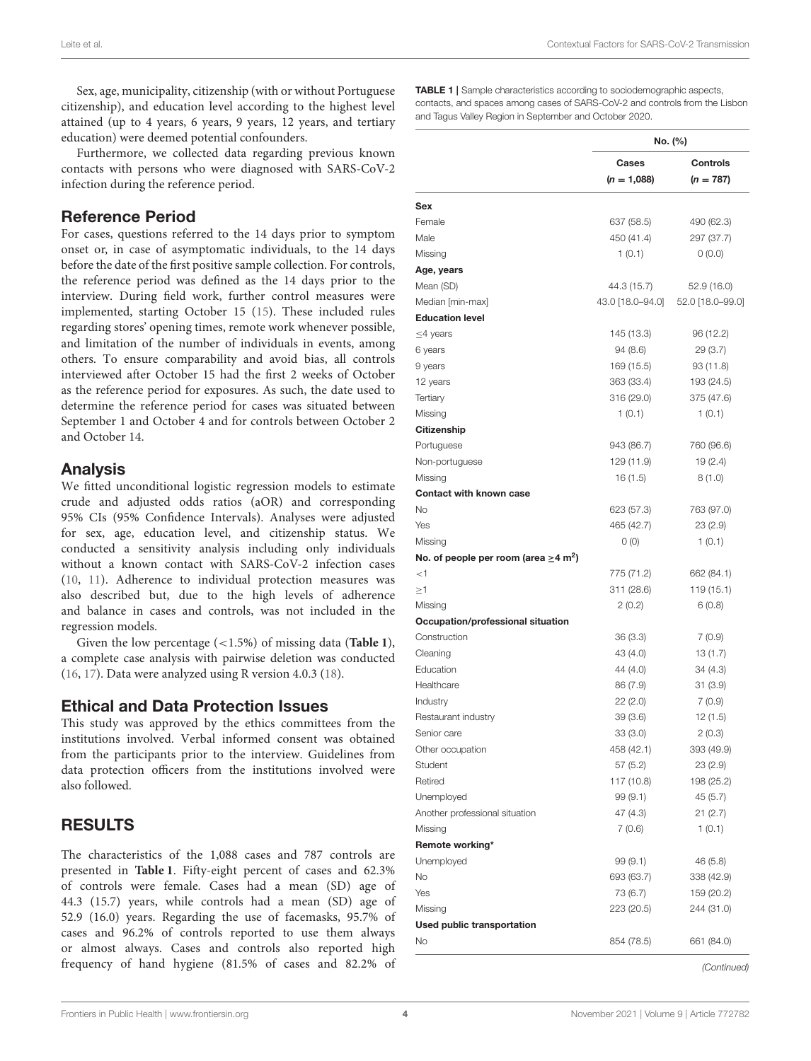Sex, age, municipality, citizenship (with or without Portuguese citizenship), and education level according to the highest level attained (up to 4 years, 6 years, 9 years, 12 years, and tertiary education) were deemed potential confounders.

Furthermore, we collected data regarding previous known contacts with persons who were diagnosed with SARS-CoV-2 infection during the reference period.

## Reference Period

For cases, questions referred to the 14 days prior to symptom onset or, in case of asymptomatic individuals, to the 14 days before the date of the first positive sample collection. For controls, the reference period was defined as the 14 days prior to the interview. During field work, further control measures were implemented, starting October 15 (15). These included rules regarding stores' opening times, remote work whenever possible, and limitation of the number of individuals in events, among others. To ensure comparability and avoid bias, all controls interviewed after October 15 had the first 2 weeks of October as the reference period for exposures. As such, the date used to determine the reference period for cases was situated between September 1 and October 4 and for controls between October 2 and October 14.

## Analysis

We fitted unconditional logistic regression models to estimate crude and adjusted odds ratios (aOR) and corresponding 95% CIs (95% Confidence Intervals). Analyses were adjusted for sex, age, education level, and citizenship status. We conducted a sensitivity analysis including only individuals without a known contact with SARS-CoV-2 infection cases (10, 11). Adherence to individual protection measures was also described but, due to the high levels of adherence and balance in cases and controls, was not included in the regression models.

Given the low percentage (<1.5%) of missing data (**Table 1**), a complete case analysis with pairwise deletion was conducted (16, 17). Data were analyzed using R version 4.0.3 (18).

## Ethical and Data Protection Issues

This study was approved by the ethics committees from the institutions involved. Verbal informed consent was obtained from the participants prior to the interview. Guidelines from data protection officers from the institutions involved were also followed.

# RESULTS

The characteristics of the 1,088 cases and 787 controls are presented in **Table 1**. Fifty-eight percent of cases and 62.3% of controls were female. Cases had a mean (SD) age of 44.3 (15.7) years, while controls had a mean (SD) age of 52.9 (16.0) years. Regarding the use of facemasks, 95.7% of cases and 96.2% of controls reported to use them always or almost always. Cases and controls also reported high frequency of hand hygiene (81.5% of cases and 82.2% of

**TABLE 1** | Sample characteristics according to sociodemographic aspects, contacts, and spaces among cases of SARS-CoV-2 and controls from the Lisbon and Tagus Valley Region in September and October 2020.

| | No. (%) | |
|---|---|---|
| | **Cases** ($n = 1,088$) | **Controls** ($n = 787$) |
| **Sex** | | |
| Female | 637 (58.5) | 490 (62.3) |
| Male | 450 (41.4) | 297 (37.7) |
| Missing | 1 (0.1) | 0 (0.0) |
| **Age, years** | | |
| Mean (SD) | 44.3 (15.7) | 52.9 (16.0) |
| Median [min-max] | 43.0 [18.0–94.0] | 52.0 [18.0–99.0] |
| **Education level** | | |
| ≤4 years | 145 (13.3) | 96 (12.2) |
| 6 years | 94 (8.6) | 29 (3.7) |
| 9 years | 169 (15.5) | 93 (11.8) |
| 12 years | 363 (33.4) | 193 (24.5) |
| Tertiary | 316 (29.0) | 375 (47.6) |
| Missing | 1 (0.1) | 1 (0.1) |
| **Citizenship** | | |
| Portuguese | 943 (86.7) | 760 (96.6) |
| Non-portuguese | 129 (11.9) | 19 (2.4) |
| Missing | 16 (1.5) | 8 (1.0) |
| **Contact with known case** | | |
| No | 623 (57.3) | 763 (97.0) |
| Yes | 465 (42.7) | 23 (2.9) |
| Missing | 0 (0) | 1 (0.1) |
| **No. of people per room (area ≥4 $m^2$)** | | |
| <1 | 775 (71.2) | 662 (84.1) |
| ≥1 | 311 (28.6) | 119 (15.1) |
| Missing | 2 (0.2) | 6 (0.8) |
| **Occupation/professional situation** | | |
| Construction | 36 (3.3) | 7 (0.9) |
| Cleaning | 43 (4.0) | 13 (1.7) |
| Education | 44 (4.0) | 34 (4.3) |
| Healthcare | 86 (7.9) | 31 (3.9) |
| Industry | 22 (2.0) | 7 (0.9) |
| Restaurant industry | 39 (3.6) | 12 (1.5) |
| Senior care | 33 (3.0) | 2 (0.3) |
| Other occupation | 458 (42.1) | 393 (49.9) |
| Student | 57 (5.2) | 23 (2.9) |
| Retired | 117 (10.8) | 198 (25.2) |
| Unemployed | 99 (9.1) | 45 (5.7) |
| Another professional situation | 47 (4.3) | 21 (2.7) |
| Missing | 7 (0.6) | 1 (0.1) |
| **Remote working*** | | |
| Unemployed | 99 (9.1) | 46 (5.8) |
| No | 693 (63.7) | 338 (42.9) |
| Yes | 73 (6.7) | 159 (20.2) |
| Missing | 223 (20.5) | 244 (31.0) |
| **Used public transportation** | | |
| No | 854 (78.5) | 661 (84.0) |

*(Continued)*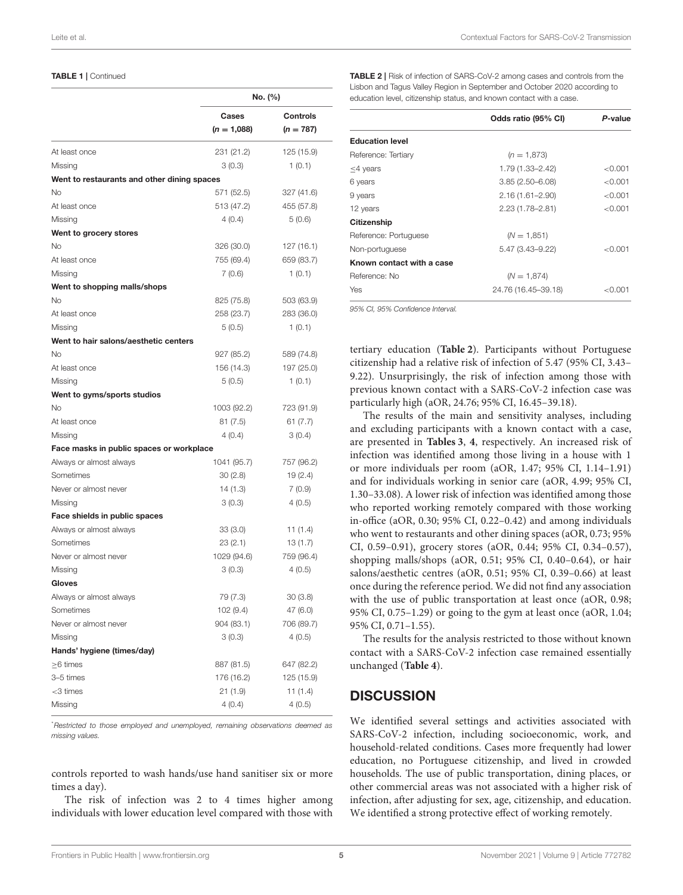**TABLE 1** | Continued

| | No. (%) | |
|---|---|---|
| | Cases ($n$ = 1,088) | Controls ($n$ = 787) |
| At least once | 231 (21.2) | 125 (15.9) |
| Missing | 3 (0.3) | 1 (0.1) |
| **Went to restaurants and other dining spaces** | | |
| No | 571 (52.5) | 327 (41.6) |
| At least once | 513 (47.2) | 455 (57.8) |
| Missing | 4 (0.4) | 5 (0.6) |
| **Went to grocery stores** | | |
| No | 326 (30.0) | 127 (16.1) |
| At least once | 755 (69.4) | 659 (83.7) |
| Missing | 7 (0.6) | 1 (0.1) |
| **Went to shopping malls/shops** | | |
| No | 825 (75.8) | 503 (63.9) |
| At least once | 258 (23.7) | 283 (36.0) |
| Missing | 5 (0.5) | 1 (0.1) |
| **Went to hair salons/aesthetic centers** | | |
| No | 927 (85.2) | 589 (74.8) |
| At least once | 156 (14.3) | 197 (25.0) |
| Missing | 5 (0.5) | 1 (0.1) |
| **Went to gyms/sports studios** | | |
| No | 1003 (92.2) | 723 (91.9) |
| At least once | 81 (7.5) | 61 (7.7) |
| Missing | 4 (0.4) | 3 (0.4) |
| **Face masks in public spaces or workplace** | | |
| Always or almost always | 1041 (95.7) | 757 (96.2) |
| Sometimes | 30 (2.8) | 19 (2.4) |
| Never or almost never | 14 (1.3) | 7 (0.9) |
| Missing | 3 (0.3) | 4 (0.5) |
| **Face shields in public spaces** | | |
| Always or almost always | 33 (3.0) | 11 (1.4) |
| Sometimes | 23 (2.1) | 13 (1.7) |
| Never or almost never | 1029 (94.6) | 759 (96.4) |
| Missing | 3 (0.3) | 4 (0.5) |
| **Gloves** | | |
| Always or almost always | 79 (7.3) | 30 (3.8) |
| Sometimes | 102 (9.4) | 47 (6.0) |
| Never or almost never | 904 (83.1) | 706 (89.7) |
| Missing | 3 (0.3) | 4 (0.5) |
| **Hands' hygiene (times/day)** | | |
| ≥6 times | 887 (81.5) | 647 (82.2) |
| 3–5 times | 176 (16.2) | 125 (15.9) |
| <3 times | 21 (1.9) | 11 (1.4) |
| Missing | 4 (0.4) | 4 (0.5) |

*Restricted to those employed and unemployed, remaining observations deemed as missing values.

controls reported to wash hands/use hand sanitiser six or more times a day).

The risk of infection was 2 to 4 times higher among individuals with lower education level compared with those with tertiary education (**Table 2**). Participants without Portuguese citizenship had a relative risk of infection of 5.47 (95% CI, 3.43–9.22). Unsurprisingly, the risk of infection among those with previous known contact with a SARS-CoV-2 infection case was particularly high (aOR, 24.76; 95% CI, 16.45–39.18).

**TABLE 2** | Risk of infection of SARS-CoV-2 among cases and controls from the Lisbon and Tagus Valley Region in September and October 2020 according to education level, citizenship status, and known contact with a case.

| | Odds ratio (95% CI) | P-value |
|---|---|---|
| **Education level** | | |
| Reference: Tertiary | ($n$ = 1,873) | |
| ≤4 years | 1.79 (1.33–2.42) | <0.001 |
| 6 years | 3.85 (2.50–6.08) | <0.001 |
| 9 years | 2.16 (1.61–2.90) | <0.001 |
| 12 years | 2.23 (1.78–2.81) | <0.001 |
| **Citizenship** | | |
| Reference: Portuguese | ($N$ = 1,851) | |
| Non-portuguese | 5.47 (3.43–9.22) | <0.001 |
| **Known contact with a case** | | |
| Reference: No | ($N$ = 1,874) | |
| Yes | 24.76 (16.45–39.18) | <0.001 |

*95% CI, 95% Confidence Interval.*

The results of the main and sensitivity analyses, including and excluding participants with a known contact with a case, are presented in **Tables 3**, **4**, respectively. An increased risk of infection was identified among those living in a house with 1 or more individuals per room (aOR, 1.47; 95% CI, 1.14–1.91) and for individuals working in senior care (aOR, 4.99; 95% CI, 1.30–33.08). A lower risk of infection was identified among those who reported working remotely compared with those working in-office (aOR, 0.30; 95% CI, 0.22–0.42) and among individuals who went to restaurants and other dining spaces (aOR, 0.73; 95% CI, 0.59–0.91), grocery stores (aOR, 0.44; 95% CI, 0.34–0.57), shopping malls/shops (aOR, 0.51; 95% CI, 0.40–0.64), or hair salons/aesthetic centres (aOR, 0.51; 95% CI, 0.39–0.66) at least once during the reference period. We did not find any association with the use of public transportation at least once (aOR, 0.98; 95% CI, 0.75–1.29) or going to the gym at least once (aOR, 1.04; 95% CI, 0.71–1.55).

The results for the analysis restricted to those without known contact with a SARS-CoV-2 infection case remained essentially unchanged (**Table 4**).

## DISCUSSION

We identified several settings and activities associated with SARS-CoV-2 infection, including socioeconomic, work, and household-related conditions. Cases more frequently had lower education, no Portuguese citizenship, and lived in crowded households. The use of public transportation, dining places, or other commercial areas was not associated with a higher risk of infection, after adjusting for sex, age, citizenship, and education. We identified a strong protective effect of working remotely.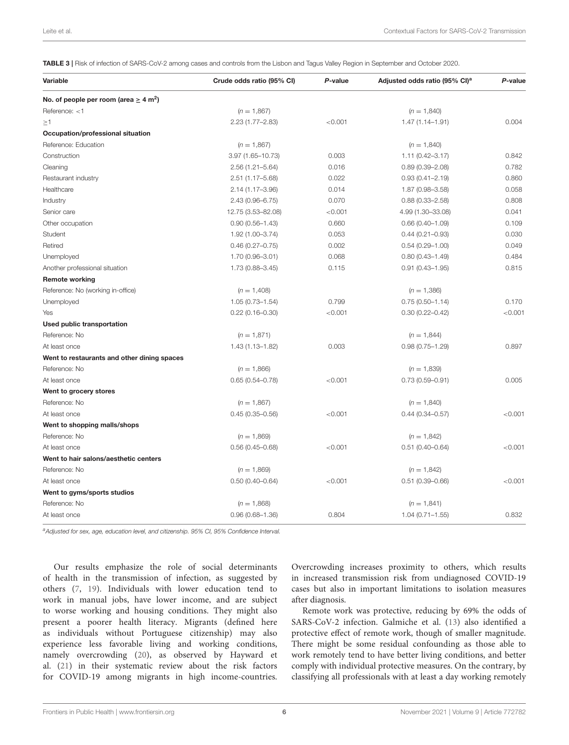**TABLE 3 |** Risk of infection of SARS-CoV-2 among cases and controls from the Lisbon and Tagus Valley Region in September and October 2020.

| Variable | Crude odds ratio (95% CI) | P-value | Adjusted odds ratio (95% CI)[a] | P-value |
|---|---|---|---|---|
| **No. of people per room (area ≥ 4 $m^2$)** | | | | |
| Reference: <1 | (n = 1,867) | | (n = 1,840) | |
| ≥1 | 2.23 (1.77–2.83) | <0.001 | 1.47 (1.14–1.91) | 0.004 |
| **Occupation/professional situation** | | | | |
| Reference: Education | (n = 1,867) | | (n = 1,840) | |
| Construction | 3.97 (1.65–10.73) | 0.003 | 1.11 (0.42–3.17) | 0.842 |
| Cleaning | 2.56 (1.21–5.64) | 0.016 | 0.89 (0.39–2.08) | 0.782 |
| Restaurant industry | 2.51 (1.17–5.68) | 0.022 | 0.93 (0.41–2.19) | 0.860 |
| Healthcare | 2.14 (1.17–3.96) | 0.014 | 1.87 (0.98–3.58) | 0.058 |
| Industry | 2.43 (0.96–6.75) | 0.070 | 0.88 (0.33–2.58) | 0.808 |
| Senior care | 12.75 (3.53–82.08) | <0.001 | 4.99 (1.30–33.08) | 0.041 |
| Other occupation | 0.90 (0.56–1.43) | 0.660 | 0.66 (0.40–1.09) | 0.109 |
| Student | 1.92 (1.00–3.74) | 0.053 | 0.44 (0.21–0.93) | 0.030 |
| Retired | 0.46 (0.27–0.75) | 0.002 | 0.54 (0.29–1.00) | 0.049 |
| Unemployed | 1.70 (0.96–3.01) | 0.068 | 0.80 (0.43–1.49) | 0.484 |
| Another professional situation | 1.73 (0.88–3.45) | 0.115 | 0.91 (0.43–1.95) | 0.815 |
| **Remote working** | | | | |
| Reference: No (working in-office) | (n = 1,408) | | (n = 1,386) | |
| Unemployed | 1.05 (0.73–1.54) | 0.799 | 0.75 (0.50–1.14) | 0.170 |
| Yes | 0.22 (0.16–0.30) | <0.001 | 0.30 (0.22–0.42) | <0.001 |
| **Used public transportation** | | | | |
| Reference: No | (n = 1,871) | | (n = 1,844) | |
| At least once | 1.43 (1.13–1.82) | 0.003 | 0.98 (0.75–1.29) | 0.897 |
| **Went to restaurants and other dining spaces** | | | | |
| Reference: No | (n = 1,866) | | (n = 1,839) | |
| At least once | 0.65 (0.54–0.78) | <0.001 | 0.73 (0.59–0.91) | 0.005 |
| **Went to grocery stores** | | | | |
| Reference: No | (n = 1,867) | | (n = 1,840) | |
| At least once | 0.45 (0.35–0.56) | <0.001 | 0.44 (0.34–0.57) | <0.001 |
| **Went to shopping malls/shops** | | | | |
| Reference: No | (n = 1,869) | | (n = 1,842) | |
| At least once | 0.56 (0.45–0.68) | <0.001 | 0.51 (0.40–0.64) | <0.001 |
| **Went to hair salons/aesthetic centers** | | | | |
| Reference: No | (n = 1,869) | | (n = 1,842) | |
| At least once | 0.50 (0.40–0.64) | <0.001 | 0.51 (0.39–0.66) | <0.001 |
| **Went to gyms/sports studios** | | | | |
| Reference: No | (n = 1,868) | | (n = 1,841) | |
| At least once | 0.96 (0.68–1.36) | 0.804 | 1.04 (0.71–1.55) | 0.832 |

[a]*Adjusted for sex, age, education level, and citizenship. 95% CI, 95% Confidence Interval.*

Our results emphasize the role of social determinants of health in the transmission of infection, as suggested by others (7, 19). Individuals with lower education tend to work in manual jobs, have lower income, and are subject to worse working and housing conditions. They might also present a poorer health literacy. Migrants (defined here as individuals without Portuguese citizenship) may also experience less favorable living and working conditions, namely overcrowding (20), as observed by Hayward et al. (21) in their systematic review about the risk factors for COVID-19 among migrants in high income-countries. Overcrowding increases proximity to others, which results in increased transmission risk from undiagnosed COVID-19 cases but also in important limitations to isolation measures after diagnosis.

Remote work was protective, reducing by 69% the odds of SARS-CoV-2 infection. Galmiche et al. (13) also identified a protective effect of remote work, though of smaller magnitude. There might be some residual confounding as those able to work remotely tend to have better living conditions, and better comply with individual protective measures. On the contrary, by classifying all professionals with at least a day working remotely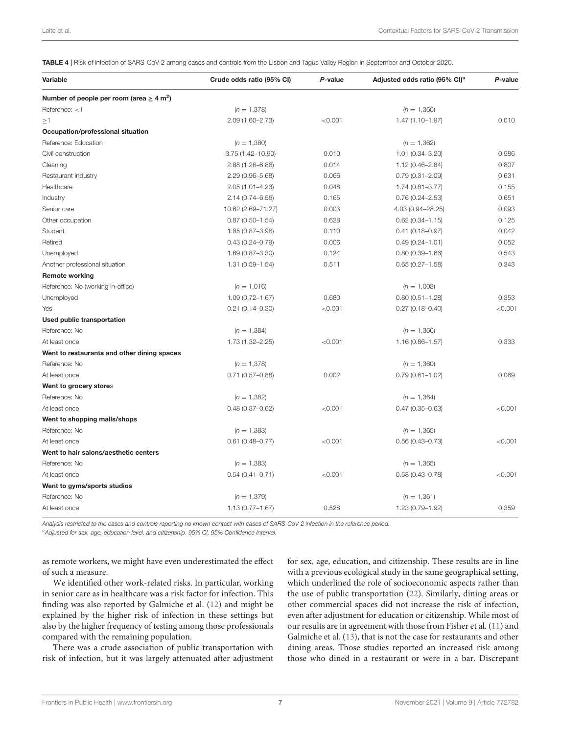**TABLE 4 |** Risk of infection of SARS-CoV-2 among cases and controls from the Lisbon and Tagus Valley Region in September and October 2020.

| Variable | Crude odds ratio (95% CI) | P-value | Adjusted odds ratio (95% CI)[a] | P-value |
|---|---|---|---|---|
| **Number of people per room (area ≥ 4 m$^2$)** | | | | |
| Reference: <1 | (n = 1,378) | | (n = 1,360) | |
| ≥1 | 2.09 (1.60–2.73) | <0.001 | 1.47 (1.10–1.97) | 0.010 |
| **Occupation/professional situation** | | | | |
| Reference: Education | (n = 1,380) | | (n = 1,362) | |
| Civil construction | 3.75 (1.42–10.90) | 0.010 | 1.01 (0.34–3.20) | 0.986 |
| Cleaning | 2.88 (1.26–6.86) | 0.014 | 1.12 (0.46–2.84) | 0.807 |
| Restaurant industry | 2.29 (0.96–5.68) | 0.066 | 0.79 (0.31–2.09) | 0.631 |
| Healthcare | 2.05 (1.01–4.23) | 0.048 | 1.74 (0.81–3.77) | 0.155 |
| Industry | 2.14 (0.74–6.56) | 0.165 | 0.76 (0.24–2.53) | 0.651 |
| Senior care | 10.62 (2.69–71.27) | 0.003 | 4.03 (0.94–28.25) | 0.093 |
| Other occupation | 0.87 (0.50–1.54) | 0.628 | 0.62 (0.34–1.15) | 0.125 |
| Student | 1.85 (0.87–3.96) | 0.110 | 0.41 (0.18–0.97) | 0.042 |
| Retired | 0.43 (0.24–0.79) | 0.006 | 0.49 (0.24–1.01) | 0.052 |
| Unemployed | 1.69 (0.87–3.30) | 0.124 | 0.80 (0.39–1.66) | 0.543 |
| Another professional situation | 1.31 (0.59–1.54) | 0.511 | 0.65 (0.27–1.58) | 0.343 |
| **Remote working** | | | | |
| Reference: No (working in-office) | (n = 1,016) | | (n = 1,003) | |
| Unemployed | 1.09 (0.72–1.67) | 0.680 | 0.80 (0.51–1.28) | 0.353 |
| Yes | 0.21 (0.14–0.30) | <0.001 | 0.27 (0.18–0.40) | <0.001 |
| **Used public transportation** | | | | |
| Reference: No | (n = 1,384) | | (n = 1,366) | |
| At least once | 1.73 (1.32–2.25) | <0.001 | 1.16 (0.86–1.57) | 0.333 |
| **Went to restaurants and other dining spaces** | | | | |
| Reference: No | (n = 1,378) | | (n = 1,360) | |
| At least once | 0.71 (0.57–0.88) | 0.002 | 0.79 (0.61–1.02) | 0.069 |
| **Went to grocery stores** | | | | |
| Reference: No | (n = 1,382) | | (n = 1,364) | |
| At least once | 0.48 (0.37–0.62) | <0.001 | 0.47 (0.35–0.63) | <0.001 |
| **Went to shopping malls/shops** | | | | |
| Reference: No | (n = 1,383) | | (n = 1,365) | |
| At least once | 0.61 (0.48–0.77) | <0.001 | 0.56 (0.43–0.73) | <0.001 |
| **Went to hair salons/aesthetic centers** | | | | |
| Reference: No | (n = 1,383) | | (n = 1,365) | |
| At least once | 0.54 (0.41–0.71) | <0.001 | 0.58 (0.43–0.78) | <0.001 |
| **Went to gyms/sports studios** | | | | |
| Reference: No | (n = 1,379) | | (n = 1,361) | |
| At least once | 1.13 (0.77–1.67) | 0.528 | 1.23 (0.79–1.92) | 0.359 |

*Analysis restricted to the cases and controls reporting no known contact with cases of SARS-CoV-2 infection in the reference period.*

[a]*Adjusted for sex, age, education level, and citizenship. 95% CI, 95% Confidence Interval.*

as remote workers, we might have even underestimated the effect of such a measure.

We identified other work-related risks. In particular, working in senior care as in healthcare was a risk factor for infection. This finding was also reported by Galmiche et al. (12) and might be explained by the higher risk of infection in these settings but also by the higher frequency of testing among those professionals compared with the remaining population.

There was a crude association of public transportation with risk of infection, but it was largely attenuated after adjustment for sex, age, education, and citizenship. These results are in line with a previous ecological study in the same geographical setting, which underlined the role of socioeconomic aspects rather than the use of public transportation (22). Similarly, dining areas or other commercial spaces did not increase the risk of infection, even after adjustment for education or citizenship. While most of our results are in agreement with those from Fisher et al. (11) and Galmiche et al. (13), that is not the case for restaurants and other dining areas. Those studies reported an increased risk among those who dined in a restaurant or were in a bar. Discrepant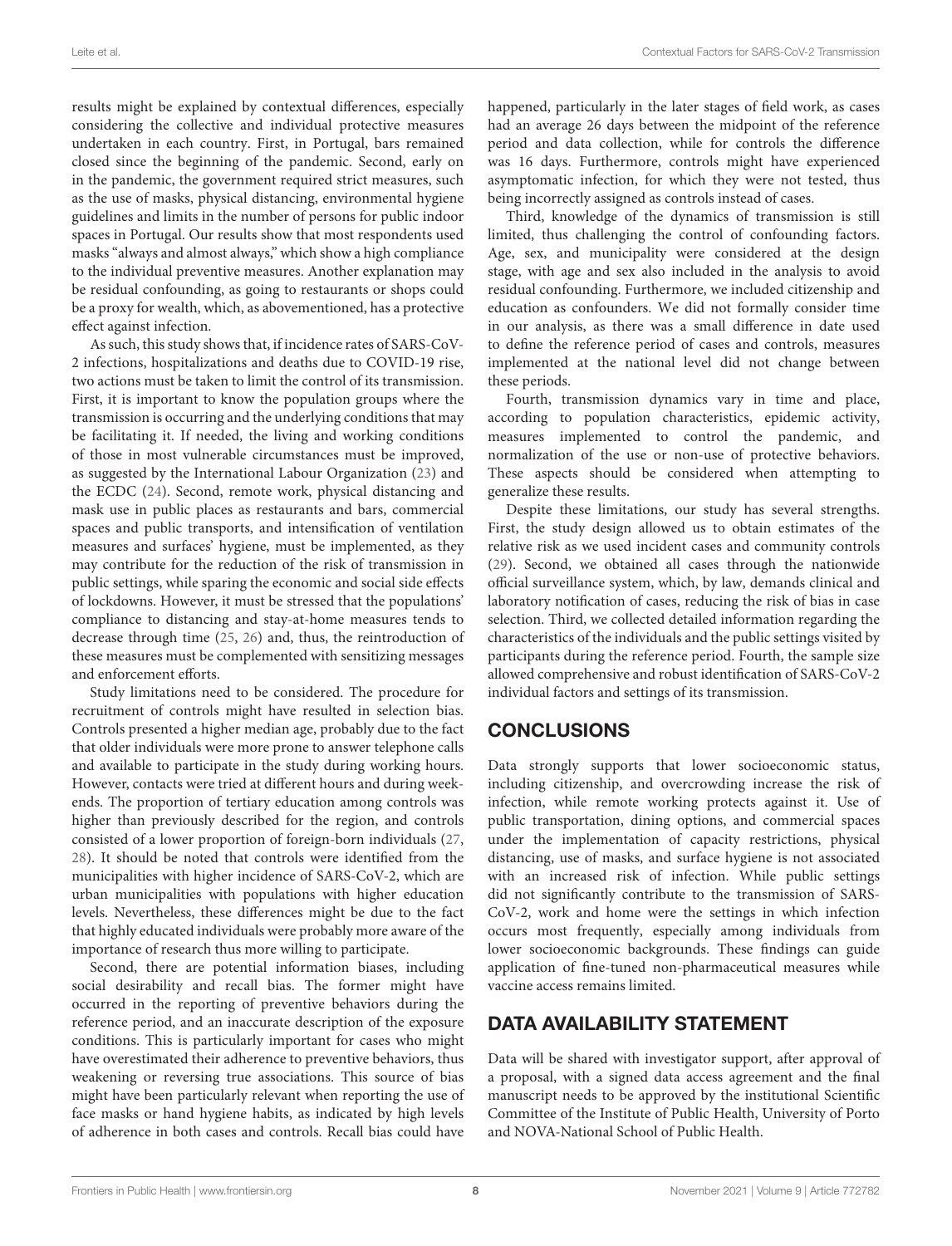results might be explained by contextual differences, especially considering the collective and individual protective measures undertaken in each country. First, in Portugal, bars remained closed since the beginning of the pandemic. Second, early on in the pandemic, the government required strict measures, such as the use of masks, physical distancing, environmental hygiene guidelines and limits in the number of persons for public indoor spaces in Portugal. Our results show that most respondents used masks "always and almost always," which show a high compliance to the individual preventive measures. Another explanation may be residual confounding, as going to restaurants or shops could be a proxy for wealth, which, as abovementioned, has a protective effect against infection.

As such, this study shows that, if incidence rates of SARS-CoV-2 infections, hospitalizations and deaths due to COVID-19 rise, two actions must be taken to limit the control of its transmission. First, it is important to know the population groups where the transmission is occurring and the underlying conditions that may be facilitating it. If needed, the living and working conditions of those in most vulnerable circumstances must be improved, as suggested by the International Labour Organization (23) and the ECDC (24). Second, remote work, physical distancing and mask use in public places as restaurants and bars, commercial spaces and public transports, and intensification of ventilation measures and surfaces' hygiene, must be implemented, as they may contribute for the reduction of the risk of transmission in public settings, while sparing the economic and social side effects of lockdowns. However, it must be stressed that the populations' compliance to distancing and stay-at-home measures tends to decrease through time (25, 26) and, thus, the reintroduction of these measures must be complemented with sensitizing messages and enforcement efforts.

Study limitations need to be considered. The procedure for recruitment of controls might have resulted in selection bias. Controls presented a higher median age, probably due to the fact that older individuals were more prone to answer telephone calls and available to participate in the study during working hours. However, contacts were tried at different hours and during weekends. The proportion of tertiary education among controls was higher than previously described for the region, and controls consisted of a lower proportion of foreign-born individuals (27, 28). It should be noted that controls were identified from the municipalities with higher incidence of SARS-CoV-2, which are urban municipalities with populations with higher education levels. Nevertheless, these differences might be due to the fact that highly educated individuals were probably more aware of the importance of research thus more willing to participate.

Second, there are potential information biases, including social desirability and recall bias. The former might have occurred in the reporting of preventive behaviors during the reference period, and an inaccurate description of the exposure conditions. This is particularly important for cases who might have overestimated their adherence to preventive behaviors, thus weakening or reversing true associations. This source of bias might have been particularly relevant when reporting the use of face masks or hand hygiene habits, as indicated by high levels of adherence in both cases and controls. Recall bias could have happened, particularly in the later stages of field work, as cases had an average 26 days between the midpoint of the reference period and data collection, while for controls the difference was 16 days. Furthermore, controls might have experienced asymptomatic infection, for which they were not tested, thus being incorrectly assigned as controls instead of cases.

Third, knowledge of the dynamics of transmission is still limited, thus challenging the control of confounding factors. Age, sex, and municipality were considered at the design stage, with age and sex also included in the analysis to avoid residual confounding. Furthermore, we included citizenship and education as confounders. We did not formally consider time in our analysis, as there was a small difference in date used to define the reference period of cases and controls, measures implemented at the national level did not change between these periods.

Fourth, transmission dynamics vary in time and place, according to population characteristics, epidemic activity, measures implemented to control the pandemic, and normalization of the use or non-use of protective behaviors. These aspects should be considered when attempting to generalize these results.

Despite these limitations, our study has several strengths. First, the study design allowed us to obtain estimates of the relative risk as we used incident cases and community controls (29). Second, we obtained all cases through the nationwide official surveillance system, which, by law, demands clinical and laboratory notification of cases, reducing the risk of bias in case selection. Third, we collected detailed information regarding the characteristics of the individuals and the public settings visited by participants during the reference period. Fourth, the sample size allowed comprehensive and robust identification of SARS-CoV-2 individual factors and settings of its transmission.

## CONCLUSIONS

Data strongly supports that lower socioeconomic status, including citizenship, and overcrowding increase the risk of infection, while remote working protects against it. Use of public transportation, dining options, and commercial spaces under the implementation of capacity restrictions, physical distancing, use of masks, and surface hygiene is not associated with an increased risk of infection. While public settings did not significantly contribute to the transmission of SARS-CoV-2, work and home were the settings in which infection occurs most frequently, especially among individuals from lower socioeconomic backgrounds. These findings can guide application of fine-tuned non-pharmaceutical measures while vaccine access remains limited.

## DATA AVAILABILITY STATEMENT

Data will be shared with investigator support, after approval of a proposal, with a signed data access agreement and the final manuscript needs to be approved by the institutional Scientific Committee of the Institute of Public Health, University of Porto and NOVA-National School of Public Health.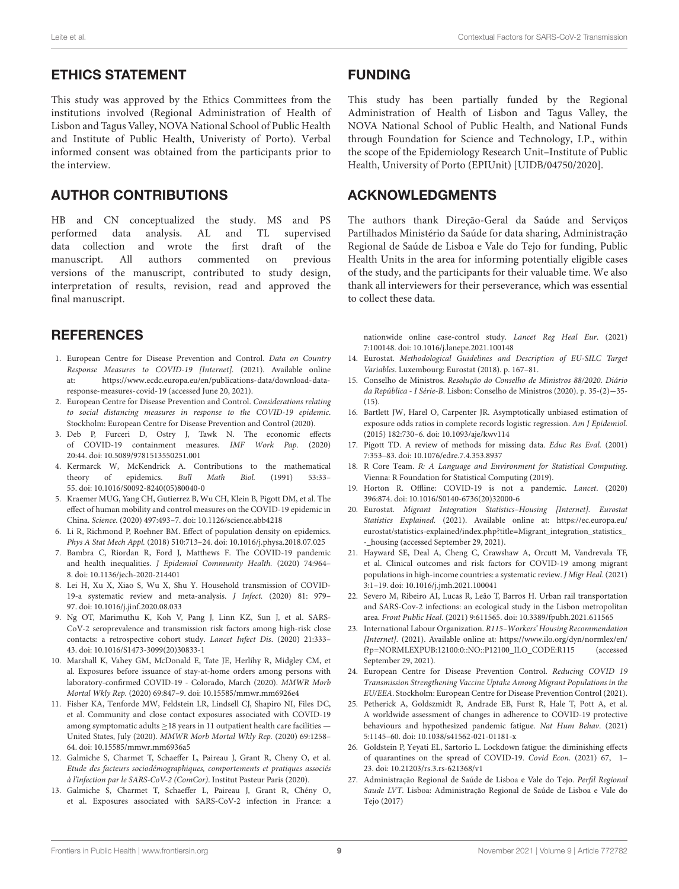## ETHICS STATEMENT

This study was approved by the Ethics Committees from the institutions involved (Regional Administration of Health of Lisbon and Tagus Valley, NOVA National School of Public Health and Institute of Public Health, Univeristy of Porto). Verbal informed consent was obtained from the participants prior to the interview.

## AUTHOR CONTRIBUTIONS

HB and CN conceptualized the study. MS and PS performed data analysis. AL and TL supervised data collection and wrote the first draft of the manuscript. All authors commented on previous versions of the manuscript, contributed to study design, interpretation of results, revision, read and approved the final manuscript.

## FUNDING

This study has been partially funded by the Regional Administration of Health of Lisbon and Tagus Valley, the NOVA National School of Public Health, and National Funds through Foundation for Science and Technology, I.P., within the scope of the Epidemiology Research Unit–Institute of Public Health, University of Porto (EPIUnit) [UIDB/04750/2020].

## ACKNOWLEDGMENTS

The authors thank Direção-Geral da Saúde and Serviços Partilhados Ministério da Saúde for data sharing, Administração Regional de Saúde de Lisboa e Vale do Tejo for funding, Public Health Units in the area for informing potentially eligible cases of the study, and the participants for their valuable time. We also thank all interviewers for their perseverance, which was essential to collect these data.

## REFERENCES

1. European Centre for Disease Prevention and Control. *Data on Country Response Measures to COVID-19 [Internet].* (2021). Available online at: https://www.ecdc.europa.eu/en/publications-data/download-data-response-measures-covid-19 (accessed June 20, 2021).
2. European Centre for Disease Prevention and Control. *Considerations relating to social distancing measures in response to the COVID-19 epidemic.* Stockholm: European Centre for Disease Prevention and Control (2020).
3. Deb P, Furceri D, Ostry J, Tawk N. The economic effects of COVID-19 containment measures. *IMF Work Pap.* (2020) 20:44. doi: 10.5089/9781513550251.001
4. Kermarck W, McKendrick A. Contributions to the mathematical theory of epidemics. *Bull Math Biol.* (1991) 53:33–55. doi: 10.1016/S0092-8240(05)80040-0
5. Kraemer MUG, Yang CH, Gutierrez B, Wu CH, Klein B, Pigott DM, et al. The effect of human mobility and control measures on the COVID-19 epidemic in China. *Science.* (2020) 497:493–7. doi: 10.1126/science.abb4218
6. Li R, Richmond P, Roehner BM. Effect of population density on epidemics. *Phys A Stat Mech Appl.* (2018) 510:713–24. doi: 10.1016/j.physa.2018.07.025
7. Bambra C, Riordan R, Ford J, Matthews F. The COVID-19 pandemic and health inequalities. *J Epidemiol Community Health.* (2020) 74:964–8. doi: 10.1136/jech-2020-214401
8. Lei H, Xu X, Xiao S, Wu X, Shu Y. Household transmission of COVID-19-a systematic review and meta-analysis. *J Infect.* (2020) 81: 979–97. doi: 10.1016/j.jinf.2020.08.033
9. Ng OT, Marimuthu K, Koh V, Pang J, Linn KZ, Sun J, et al. SARS-CoV-2 seroprevalence and transmission risk factors among high-risk close contacts: a retrospective cohort study. *Lancet Infect Dis.* (2020) 21:333–43. doi: 10.1016/S1473-3099(20)30833-1
10. Marshall K, Vahey GM, McDonald E, Tate JE, Herlihy R, Midgley CM, et al. Exposures before issuance of stay-at-home orders among persons with laboratory-confirmed COVID-19 - Colorado, March (2020). *MMWR Morb Mortal Wkly Rep.* (2020) 69:847–9. doi: 10.15585/mmwr.mm6926e4
11. Fisher KA, Tenforde MW, Feldstein LR, Lindsell CJ, Shapiro NI, Files DC, et al. Community and close contact exposures associated with COVID-19 among symptomatic adults ≥18 years in 11 outpatient health care facilities — United States, July (2020). *MMWR Morb Mortal Wkly Rep.* (2020) 69:1258–64. doi: 10.15585/mmwr.mm6936a5
12. Galmiche S, Charmet T, Schaeffer L, Paireau J, Grant R, Cheny O, et al. *Etude des facteurs sociodémographiques, comportements et pratiques associés à l'infection par le SARS-CoV-2 (ComCor).* Institut Pasteur Paris (2020).
13. Galmiche S, Charmet T, Schaeffer L, Paireau J, Grant R, Chény O, et al. Exposures associated with SARS-CoV-2 infection in France: a nationwide online case-control study. *Lancet Reg Heal Eur.* (2021) 7:100148. doi: 10.1016/j.lanepe.2021.100148
14. Eurostat. *Methodological Guidelines and Description of EU-SILC Target Variables.* Luxembourg: Eurostat (2018). p. 167–81.
15. Conselho de Ministros. *Resolução do Conselho de Ministros 88/2020. Diário da República - I Série-B.* Lisbon: Conselho de Ministros (2020). p. 35-(2)—35-(15).
16. Bartlett JW, Harel O, Carpenter JR. Asymptotically unbiased estimation of exposure odds ratios in complete records logistic regression. *Am J Epidemiol.* (2015) 182:730–6. doi: 10.1093/aje/kwv114
17. Pigott TD. A review of methods for missing data. *Educ Res Eval.* (2001) 7:353–83. doi: 10.1076/edre.7.4.353.8937
18. R Core Team. *R: A Language and Environment for Statistical Computing.* Vienna: R Foundation for Statistical Computing (2019).
19. Horton R. Offline: COVID-19 is not a pandemic. *Lancet.* (2020) 396:874. doi: 10.1016/S0140-6736(20)32000-6
20. Eurostat. *Migrant Integration Statistics–Housing [Internet]. Eurostat Statistics Explained.* (2021). Available online at: https://ec.europa.eu/eurostat/statistics-explained/index.php?title=Migrant_integration_statistics_-_housing (accessed September 29, 2021).
21. Hayward SE, Deal A, Cheng C, Crawshaw A, Orcutt M, Vandrevala TF, et al. Clinical outcomes and risk factors for COVID-19 among migrant populations in high-income countries: a systematic review. *J Migr Heal.* (2021) 3:1–19. doi: 10.1016/j.jmh.2021.100041
22. Severo M, Ribeiro AI, Lucas R, Leão T, Barros H. Urban rail transportation and SARS-Cov-2 infections: an ecological study in the Lisbon metropolitan area. *Front Public Heal.* (2021) 9:611565. doi: 10.3389/fpubh.2021.611565
23. International Labour Organization. *R115–Workers' Housing Recommendation [Internet].* (2021). Available online at: https://www.ilo.org/dyn/normlex/en/f?p=NORMLEXPUB:12100:0::NO::P12100_ILO_CODE:R115 (accessed September 29, 2021).
24. European Centre for Disease Prevention Control. *Reducing COVID 19 Transmission Strengthening Vaccine Uptake Among Migrant Populations in the EU/EEA.* Stockholm: European Centre for Disease Prevention Control (2021).
25. Petherick A, Goldszmidt R, Andrade EB, Furst R, Hale T, Pott A, et al. A worldwide assessment of changes in adherence to COVID-19 protective behaviours and hypothesized pandemic fatigue. *Nat Hum Behav.* (2021) 5:1145–60. doi: 10.1038/s41562-021-01181-x
26. Goldstein P, Yeyati EL, Sartorio L. Lockdown fatigue: the diminishing effects of quarantines on the spread of COVID-19. *Covid Econ.* (2021) 67, 1–23. doi: 10.21203/rs.3.rs-621368/v1
27. Administração Regional de Saúde de Lisboa e Vale do Tejo. *Perfil Regional Saude LVT.* Lisboa: Administração Regional de Saúde de Lisboa e Vale do Tejo (2017)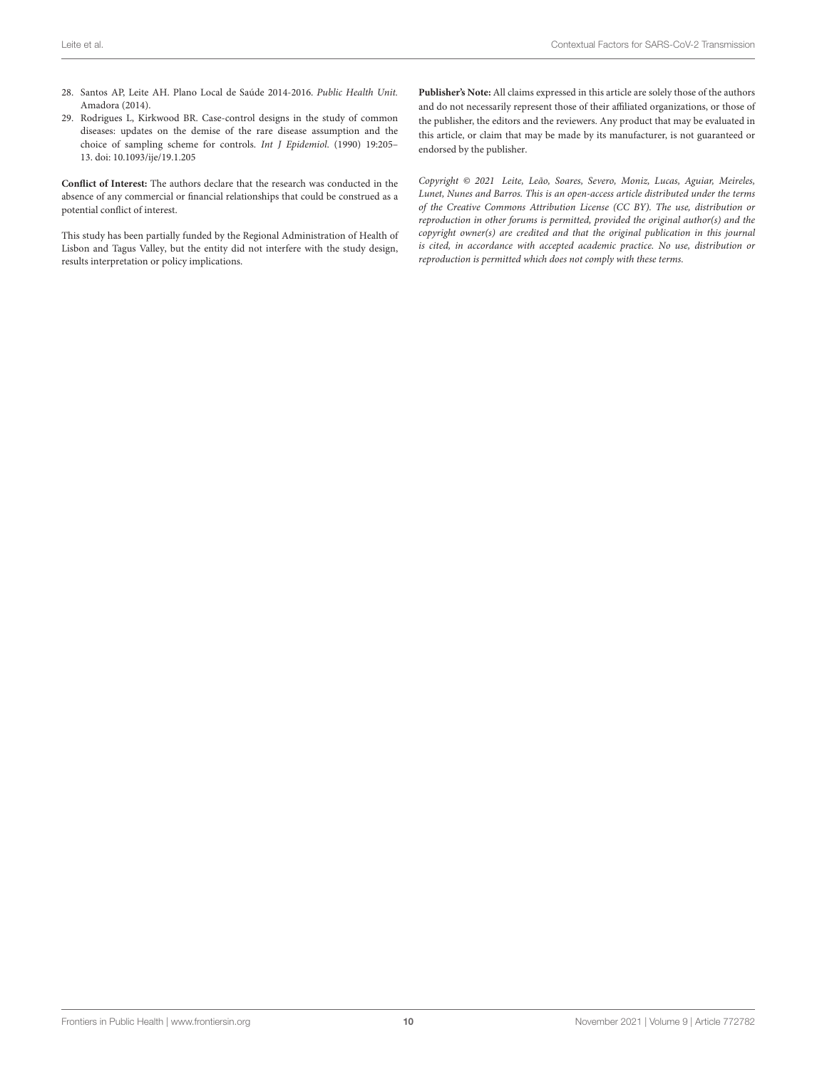28. Santos AP, Leite AH. Plano Local de Saúde 2014-2016. *Public Health Unit.* Amadora (2014).
29. Rodrigues L, Kirkwood BR. Case-control designs in the study of common diseases: updates on the demise of the rare disease assumption and the choice of sampling scheme for controls. *Int J Epidemiol.* (1990) 19:205–13. doi: 10.1093/ije/19.1.205

**Conflict of Interest:** The authors declare that the research was conducted in the absence of any commercial or financial relationships that could be construed as a potential conflict of interest.

This study has been partially funded by the Regional Administration of Health of Lisbon and Tagus Valley, but the entity did not interfere with the study design, results interpretation or policy implications.

**Publisher's Note:** All claims expressed in this article are solely those of the authors and do not necessarily represent those of their affiliated organizations, or those of the publisher, the editors and the reviewers. Any product that may be evaluated in this article, or claim that may be made by its manufacturer, is not guaranteed or endorsed by the publisher.

*Copyright © 2021 Leite, Leão, Soares, Severo, Moniz, Lucas, Aguiar, Meireles, Lunet, Nunes and Barros. This is an open-access article distributed under the terms of the Creative Commons Attribution License (CC BY). The use, distribution or reproduction in other forums is permitted, provided the original author(s) and the copyright owner(s) are credited and that the original publication in this journal is cited, in accordance with accepted academic practice. No use, distribution or reproduction is permitted which does not comply with these terms.*